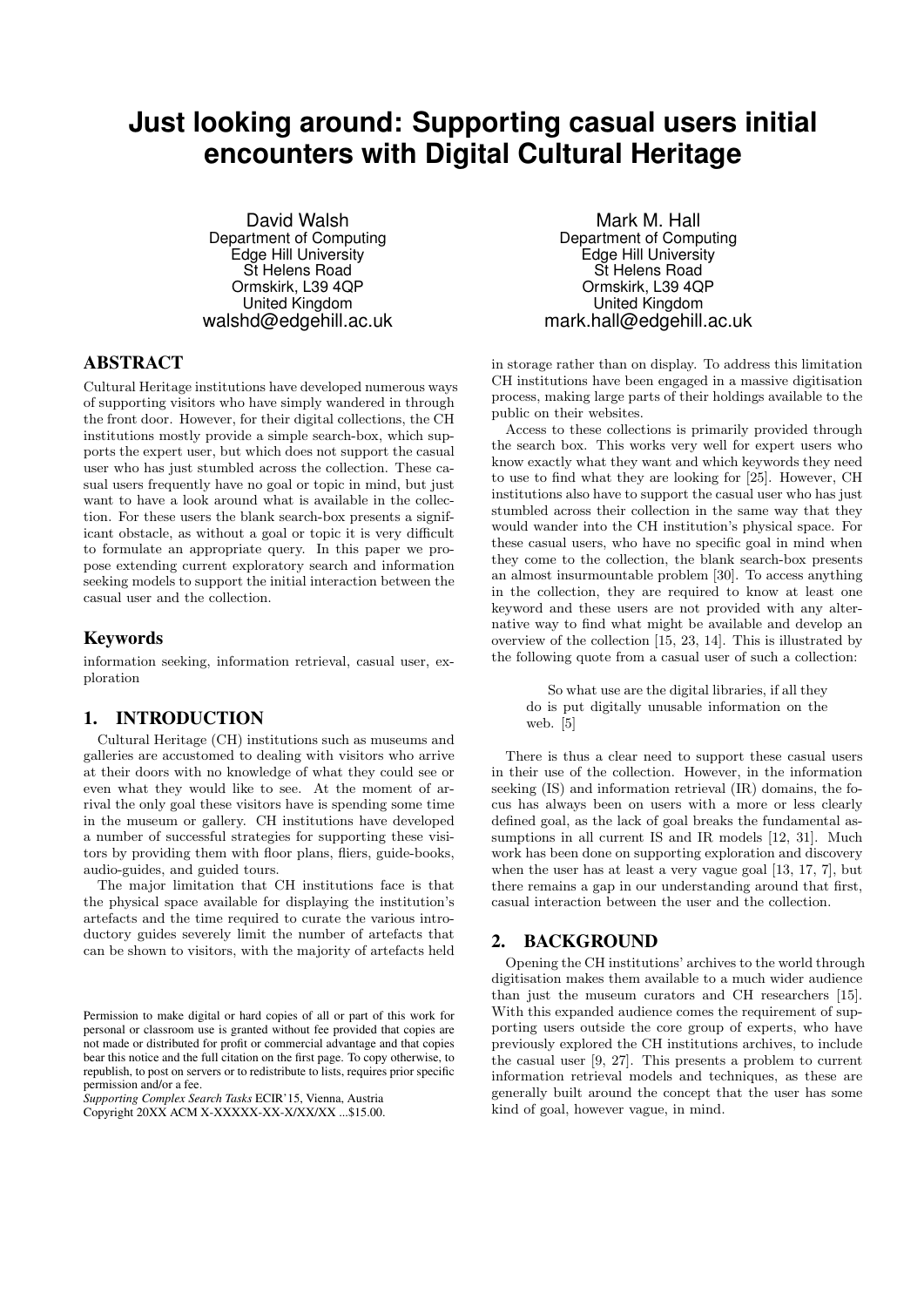#  Just looking around: Supporting casual users initial encounters with Digital Cultural Heritage

David Walsh
Department of Computing
Edge Hill University
St Helens Road
Ormskirk, L39 4QP
United Kingdom
walshd@edgehill.ac.uk

Mark M. Hall
Department of Computing
Edge Hill University
St Helens Road
Ormskirk, L39 4QP
United Kingdom
mark.hall@edgehill.ac.uk

## ABSTRACT

Cultural Heritage institutions have developed numerous ways of supporting visitors who have simply wandered in through the front door. However, for their digital collections, the CH institutions mostly provide a simple search-box, which supports the expert user, but which does not support the casual user who has just stumbled across the collection. These casual users frequently have no goal or topic in mind, but just want to have a look around what is available in the collection. For these users the blank search-box presents a significant obstacle, as without a goal or topic it is very difficult to formulate an appropriate query. In this paper we propose extending current exploratory search and information seeking models to support the initial interaction between the casual user and the collection.

### Keywords

information seeking, information retrieval, casual user, exploration

## 1. INTRODUCTION

Cultural Heritage (CH) institutions such as museums and galleries are accustomed to dealing with visitors who arrive at their doors with no knowledge of what they could see or even what they would like to see. At the moment of arrival the only goal these visitors have is spending some time in the museum or gallery. CH institutions have developed a number of successful strategies for supporting these visitors by providing them with floor plans, fliers, guide-books, audio-guides, and guided tours.

The major limitation that CH institutions face is that the physical space available for displaying the institution's artefacts and the time required to curate the various introductory guides severely limit the number of artefacts that can be shown to visitors, with the majority of artefacts held in storage rather than on display. To address this limitation CH institutions have been engaged in a massive digitisation process, making large parts of their holdings available to the public on their websites.

Access to these collections is primarily provided through the search box. This works very well for expert users who know exactly what they want and which keywords they need to use to find what they are looking for [25]. However, CH institutions also have to support the casual user who has just stumbled across their collection in the same way that they would wander into the CH institution's physical space. For these casual users, who have no specific goal in mind when they come to the collection, the blank search-box presents an almost insurmountable problem [30]. To access anything in the collection, they are required to know at least one keyword and these users are not provided with any alternative way to find what might be available and develop an overview of the collection [15, 23, 14]. This is illustrated by the following quote from a casual user of such a collection:

> So what use are the digital libraries, if all they do is put digitally unusable information on the web. [5]

There is thus a clear need to support these casual users in their use of the collection. However, in the information seeking (IS) and information retrieval (IR) domains, the focus has always been on users with a more or less clearly defined goal, as the lack of goal breaks the fundamental assumptions in all current IS and IR models [12, 31]. Much work has been done on supporting exploration and discovery when the user has at least a very vague goal [13, 17, 7], but there remains a gap in our understanding around that first, casual interaction between the user and the collection.

## 2. BACKGROUND

Opening the CH institutions' archives to the world through digitisation makes them available to a much wider audience than just the museum curators and CH researchers [15]. With this expanded audience comes the requirement of supporting users outside the core group of experts, who have previously explored the CH institutions archives, to include the casual user [9, 27]. This presents a problem to current information retrieval models and techniques, as these are generally built around the concept that the user has some kind of goal, however vague, in mind.

Permission to make digital or hard copies of all or part of this work for personal or classroom use is granted without fee provided that copies are not made or distributed for profit or commercial advantage and that copies bear this notice and the full citation on the first page. To copy otherwise, to republish, to post on servers or to redistribute to lists, requires prior specific permission and/or a fee.
*Supporting Complex Search Tasks* ECIR'15, Vienna, Austria
Copyright 20XX ACM X-XXXXX-XX-X/XX/XX ...$15.00.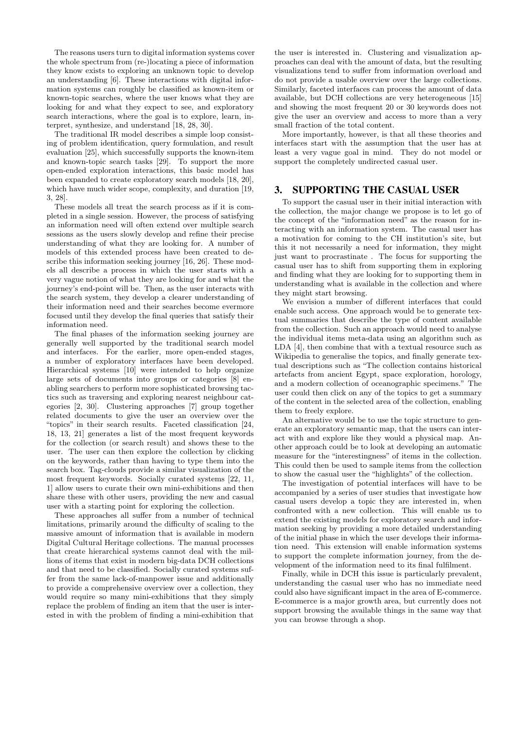The reasons users turn to digital information systems cover the whole spectrum from (re-)locating a piece of information they know exists to exploring an unknown topic to develop an understanding [6]. These interactions with digital information systems can roughly be classified as known-item or known-topic searches, where the user knows what they are looking for and what they expect to see, and exploratory search interactions, where the goal is to explore, learn, interpret, synthesize, and understand [18, 28, 30].

The traditional IR model describes a simple loop consisting of problem identification, query formulation, and result evaluation [25], which successfully supports the known-item and known-topic search tasks [29]. To support the more open-ended exploration interactions, this basic model has been expanded to create exploratory search models [18, 20], which have much wider scope, complexity, and duration [19, 3, 28].

These models all treat the search process as if it is completed in a single session. However, the process of satisfying an information need will often extend over multiple search sessions as the users slowly develop and refine their precise understanding of what they are looking for. A number of models of this extended process have been created to describe this information seeking journey [16, 26]. These models all describe a process in which the user starts with a very vague notion of what they are looking for and what the journey's end-point will be. Then, as the user interacts with the search system, they develop a clearer understanding of their information need and their searches become evermore focused until they develop the final queries that satisfy their information need.

The final phases of the information seeking journey are generally well supported by the traditional search model and interfaces. For the earlier, more open-ended stages, a number of exploratory interfaces have been developed. Hierarchical systems [10] were intended to help organize large sets of documents into groups or categories [8] enabling searchers to perform more sophisticated browsing tactics such as traversing and exploring nearest neighbour categories [2, 30]. Clustering approaches [7] group together related documents to give the user an overview over the "topics" in their search results. Faceted classification [24, 18, 13, 21] generates a list of the most frequent keywords for the collection (or search result) and shows these to the user. The user can then explore the collection by clicking on the keywords, rather than having to type them into the search box. Tag-clouds provide a similar visualization of the most frequent keywords. Socially curated systems [22, 11, 1] allow users to curate their own mini-exhibitions and then share these with other users, providing the new and casual user with a starting point for exploring the collection.

These approaches all suffer from a number of technical limitations, primarily around the difficulty of scaling to the massive amount of information that is available in modern Digital Cultural Heritage collections. The manual processes that create hierarchical systems cannot deal with the millions of items that exist in modern big-data DCH collections and that need to be classified. Socially curated systems suffer from the same lack-of-manpower issue and additionally to provide a comprehensive overview over a collection, they would require so many mini-exhibitions that they simply replace the problem of finding an item that the user is interested in with the problem of finding a mini-exhibition that the user is interested in. Clustering and visualization approaches can deal with the amount of data, but the resulting visualizations tend to suffer from information overload and do not provide a usable overview over the large collections. Similarly, faceted interfaces can process the amount of data available, but DCH collections are very heterogeneous [15] and showing the most frequent 20 or 30 keywords does not give the user an overview and access to more than a very small fraction of the total content.

More importantly, however, is that all these theories and interfaces start with the assumption that the user has at least a very vague goal in mind. They do not model or support the completely undirected casual user.

## 3. SUPPORTING THE CASUAL USER

To support the casual user in their initial interaction with the collection, the major change we propose is to let go of the concept of the "information need" as the reason for interacting with an information system. The casual user has a motivation for coming to the CH institution's site, but this it not necessarily a need for information, they might just want to procrastinate . The focus for supporting the casual user has to shift from supporting them in exploring and finding what they are looking for to supporting them in understanding what is available in the collection and where they might start browsing.

We envision a number of different interfaces that could enable such access. One approach would be to generate textual summaries that describe the type of content available from the collection. Such an approach would need to analyse the individual items meta-data using an algorithm such as LDA [4], then combine that with a textual resource such as Wikipedia to generalise the topics, and finally generate textual descriptions such as "The collection contains historical artefacts from ancient Egypt, space exploration, horology, and a modern collection of oceanographic specimens." The user could then click on any of the topics to get a summary of the content in the selected area of the collection, enabling them to freely explore.

An alternative would be to use the topic structure to generate an exploratory semantic map, that the users can interact with and explore like they would a physical map. Another approach could be to look at developing an automatic measure for the "interestingness" of items in the collection. This could then be used to sample items from the collection to show the casual user the "highlights" of the collection.

The investigation of potential interfaces will have to be accompanied by a series of user studies that investigate how casual users develop a topic they are interested in, when confronted with a new collection. This will enable us to extend the existing models for exploratory search and information seeking by providing a more detailed understanding of the initial phase in which the user develops their information need. This extension will enable information systems to support the complete information journey, from the development of the information need to its final fulfilment.

Finally, while in DCH this issue is particularly prevalent, understanding the casual user who has no immediate need could also have significant impact in the area of E-commerce. E-commerce is a major growth area, but currently does not support browsing the available things in the same way that you can browse through a shop.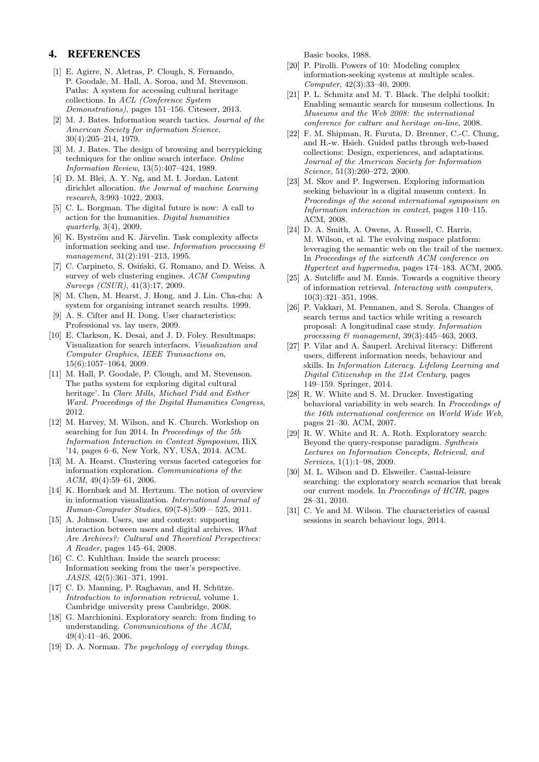## 4. REFERENCES

[1] E. Agirre, N. Aletras, P. Clough, S. Fernando, P. Goodale, M. Hall, A. Soroa, and M. Stevenson. Paths: A system for accessing cultural heritage collections. In *ACL (Conference System Demonstrations)*, pages 151–156. Citeseer, 2013.

[2] M. J. Bates. Information search tactics. *Journal of the American Society for information Science*, 30(4):205–214, 1979.

[3] M. J. Bates. The design of browsing and berrypicking techniques for the online search interface. *Online Information Review*, 13(5):407–424, 1989.

[4] D. M. Blei, A. Y. Ng, and M. I. Jordan. Latent dirichlet allocation. *the Journal of machine Learning research*, 3:993–1022, 2003.

[5] C. L. Borgman. The digital future is now: A call to action for the humanities. *Digital humanities quarterly*, 3(4), 2009.

[6] K. Byström and K. Järvelin. Task complexity affects information seeking and use. *Information processing & management*, 31(2):191–213, 1995.

[7] C. Carpineto, S. Osiński, G. Romano, and D. Weiss. A survey of web clustering engines. *ACM Computing Surveys (CSUR)*, 41(3):17, 2009.

[8] M. Chen, M. Hearst, J. Hong, and J. Lin. Cha-cha: A system for organising intranet search results. 1999.

[9] A. S. Cifter and H. Dong. User characteristics: Professional vs. lay users, 2009.

[10] E. Clarkson, K. Desai, and J. D. Foley. Resultmaps: Visualization for search interfaces. *Visualization and Computer Graphics, IEEE Transactions on*, 15(6):1057–1064, 2009.

[11] M. Hall, P. Goodale, P. Clough, and M. Stevenson. The paths system for exploring digital cultural heritage'. In *Clare Mills, Michael Pidd and Esther Ward. Proceedings of the Digital Humanities Congress*, 2012.

[12] M. Harvey, M. Wilson, and K. Church. Workshop on searching for fun 2014. In *Proceedings of the 5th Information Interaction in Context Symposium*, IIiX '14, pages 6–6, New York, NY, USA, 2014. ACM.

[13] M. A. Hearst. Clustering versus faceted categories for information exploration. *Communications of the ACM*, 49(4):59–61, 2006.

[14] K. Hornbæk and M. Hertzum. The notion of overview in information visualization. *International Journal of Human-Computer Studies*, 69(7-8):509 – 525, 2011.

[15] A. Johnson. Users, use and context: supporting interaction between users and digital archives. *What Are Archives?: Cultural and Theoretical Perspectives: A Reader*, pages 145–64, 2008.

[16] C. C. Kuhlthau. Inside the search process: Information seeking from the user's perspective. *JASIS*, 42(5):361–371, 1991.

[17] C. D. Manning, P. Raghavan, and H. Schütze. *Introduction to information retrieval*, volume 1. Cambridge university press Cambridge, 2008.

[18] G. Marchionini. Exploratory search: from finding to understanding. *Communications of the ACM*, 49(4):41–46, 2006.

[19] D. A. Norman. *The psychology of everyday things*. Basic books, 1988.

[20] P. Pirolli. Powers of 10: Modeling complex information-seeking systems at multiple scales. *Computer*, 42(3):33–40, 2009.

[21] P. L. Schmitz and M. T. Black. The delphi toolkit: Enabling semantic search for museum collections. In *Museums and the Web 2008: the international conference for culture and heritage on-line*, 2008.

[22] F. M. Shipman, R. Furuta, D. Brenner, C.-C. Chung, and H.-w. Hsieh. Guided paths through web-based collections: Design, experiences, and adaptations. *Journal of the American Society for Information Science*, 51(3):260–272, 2000.

[23] M. Skov and P. Ingwersen. Exploring information seeking behaviour in a digital museum context. In *Proceedings of the second international symposium on Information interaction in context*, pages 110–115. ACM, 2008.

[24] D. A. Smith, A. Owens, A. Russell, C. Harris, M. Wilson, et al. The evolving mspace platform: leveraging the semantic web on the trail of the memex. In *Proceedings of the sixteenth ACM conference on Hypertext and hypermedia*, pages 174–183. ACM, 2005.

[25] A. Sutcliffe and M. Ennis. Towards a cognitive theory of information retrieval. *Interacting with computers*, 10(3):321–351, 1998.

[26] P. Vakkari, M. Pennanen, and S. Serola. Changes of search terms and tactics while writing a research proposal: A longitudinal case study. *Information processing & management*, 39(3):445–463, 2003.

[27] P. Vilar and A. Šauperl. Archival literacy: Different users, different information needs, behaviour and skills. In *Information Literacy. Lifelong Learning and Digital Citizenship in the 21st Century*, pages 149–159. Springer, 2014.

[28] R. W. White and S. M. Drucker. Investigating behavioral variability in web search. In *Proceedings of the 16th international conference on World Wide Web*, pages 21–30. ACM, 2007.

[29] R. W. White and R. A. Roth. Exploratory search: Beyond the query-response paradigm. *Synthesis Lectures on Information Concepts, Retrieval, and Services*, 1(1):1–98, 2009.

[30] M. L. Wilson and D. Elsweiler. Casual-leisure searching: the exploratory search scenarios that break our current models. In *Proceedings of HCIR*, pages 28–31, 2010.

[31] C. Ye and M. Wilson. The characteristics of casual sessions in search behaviour logs, 2014.